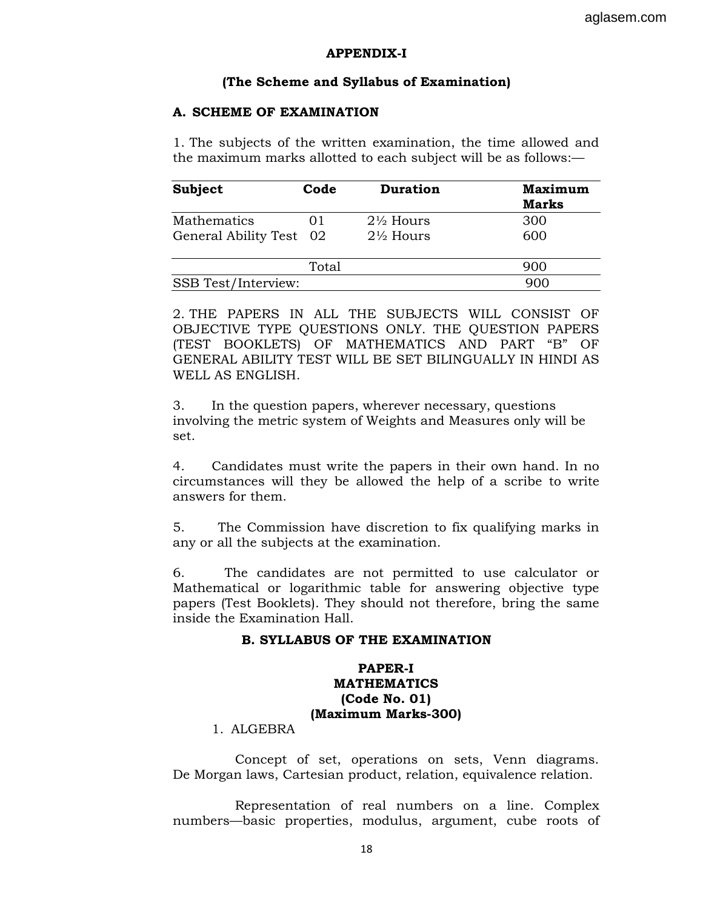## APPENDIX-I

### (The Scheme and Syllabus of Examination)

### A. SCHEME OF EXAMINATION

1. The subjects of the written examination, the time allowed and the maximum marks allotted to each subject will be as follows:—

| Subject | Code | Duration | Maximum Marks |
|---|---|---|---|
| Mathematics | 01 | 2½ Hours | 300 |
| General Ability Test | 02 | 2½ Hours | 600 |
| | Total | | 900 |
| SSB Test/Interview: | | | 900 |

2. THE PAPERS IN ALL THE SUBJECTS WILL CONSIST OF OBJECTIVE TYPE QUESTIONS ONLY. THE QUESTION PAPERS (TEST BOOKLETS) OF MATHEMATICS AND PART "B" OF GENERAL ABILITY TEST WILL BE SET BILINGUALLY IN HINDI AS WELL AS ENGLISH.

3. In the question papers, wherever necessary, questions involving the metric system of Weights and Measures only will be set.

4. Candidates must write the papers in their own hand. In no circumstances will they be allowed the help of a scribe to write answers for them.

5. The Commission have discretion to fix qualifying marks in any or all the subjects at the examination.

6. The candidates are not permitted to use calculator or Mathematical or logarithmic table for answering objective type papers (Test Booklets). They should not therefore, bring the same inside the Examination Hall.

### B. SYLLABUS OF THE EXAMINATION

**PAPER-I**
**MATHEMATICS**
**(Code No. 01)**
**(Maximum Marks-300)**

1. ALGEBRA

Concept of set, operations on sets, Venn diagrams. De Morgan laws, Cartesian product, relation, equivalence relation.

Representation of real numbers on a line. Complex numbers—basic properties, modulus, argument, cube roots of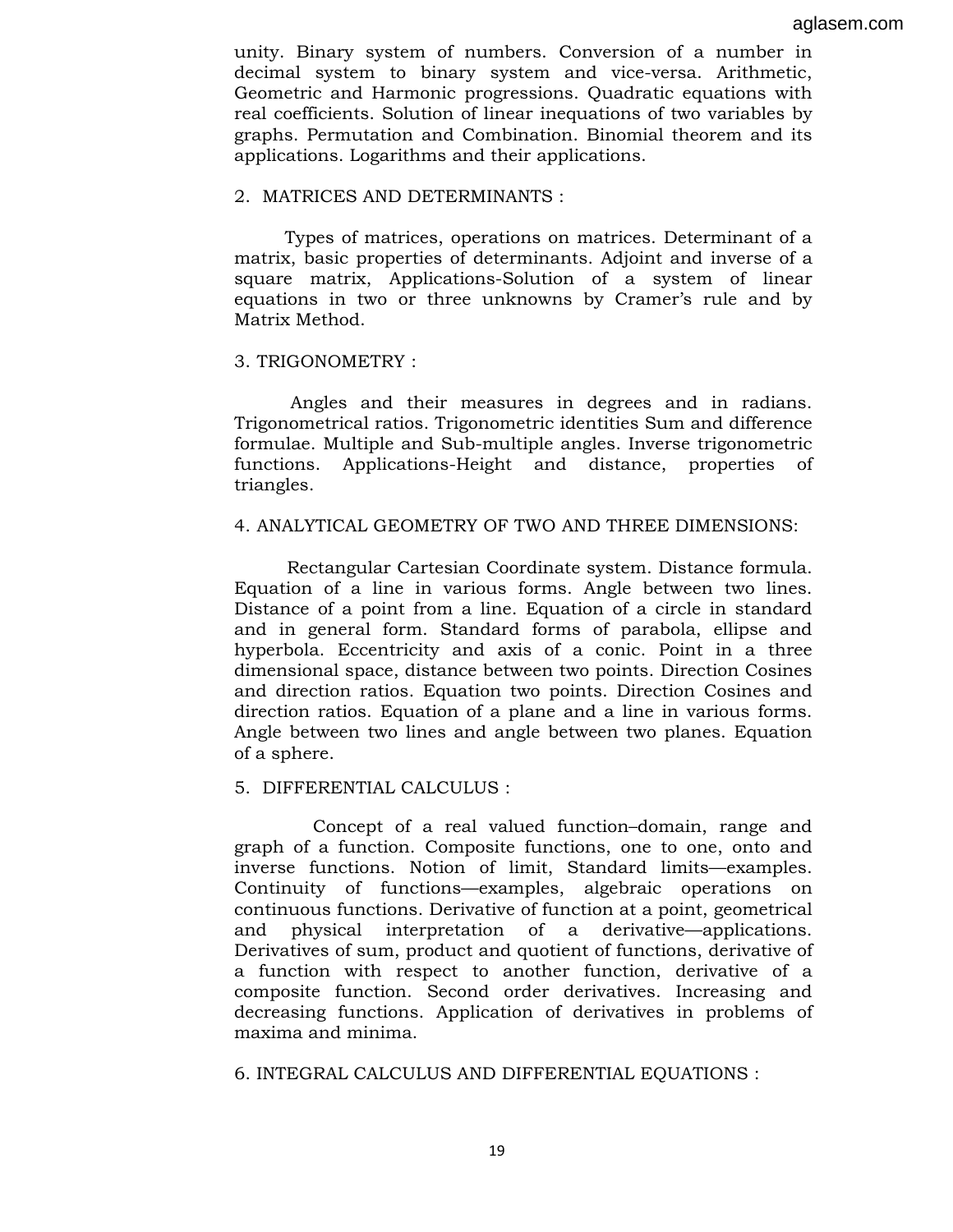unity. Binary system of numbers. Conversion of a number in decimal system to binary system and vice-versa. Arithmetic, Geometric and Harmonic progressions. Quadratic equations with real coefficients. Solution of linear inequations of two variables by graphs. Permutation and Combination. Binomial theorem and its applications. Logarithms and their applications.

## 2. MATRICES AND DETERMINANTS :

Types of matrices, operations on matrices. Determinant of a matrix, basic properties of determinants. Adjoint and inverse of a square matrix, Applications-Solution of a system of linear equations in two or three unknowns by Cramer's rule and by Matrix Method.

## 3. TRIGONOMETRY :

Angles and their measures in degrees and in radians. Trigonometrical ratios. Trigonometric identities Sum and difference formulae. Multiple and Sub-multiple angles. Inverse trigonometric functions. Applications-Height and distance, properties of triangles.

## 4. ANALYTICAL GEOMETRY OF TWO AND THREE DIMENSIONS:

Rectangular Cartesian Coordinate system. Distance formula. Equation of a line in various forms. Angle between two lines. Distance of a point from a line. Equation of a circle in standard and in general form. Standard forms of parabola, ellipse and hyperbola. Eccentricity and axis of a conic. Point in a three dimensional space, distance between two points. Direction Cosines and direction ratios. Equation two points. Direction Cosines and direction ratios. Equation of a plane and a line in various forms. Angle between two lines and angle between two planes. Equation of a sphere.

## 5. DIFFERENTIAL CALCULUS :

Concept of a real valued function–domain, range and graph of a function. Composite functions, one to one, onto and inverse functions. Notion of limit, Standard limits—examples. Continuity of functions—examples, algebraic operations on continuous functions. Derivative of function at a point, geometrical and physical interpretation of a derivative—applications. Derivatives of sum, product and quotient of functions, derivative of a function with respect to another function, derivative of a composite function. Second order derivatives. Increasing and decreasing functions. Application of derivatives in problems of maxima and minima.

## 6. INTEGRAL CALCULUS AND DIFFERENTIAL EQUATIONS :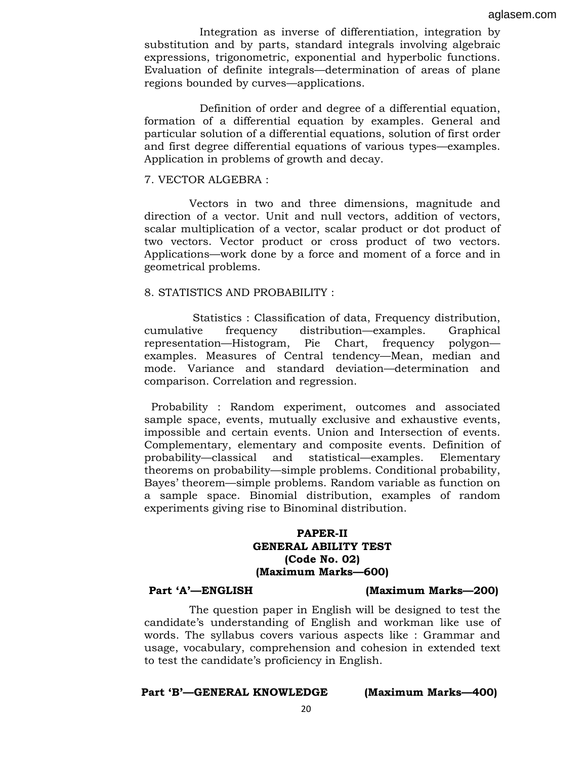Integration as inverse of differentiation, integration by substitution and by parts, standard integrals involving algebraic expressions, trigonometric, exponential and hyperbolic functions. Evaluation of definite integrals—determination of areas of plane regions bounded by curves—applications.

Definition of order and degree of a differential equation, formation of a differential equation by examples. General and particular solution of a differential equations, solution of first order and first degree differential equations of various types—examples. Application in problems of growth and decay.

7. VECTOR ALGEBRA :

Vectors in two and three dimensions, magnitude and direction of a vector. Unit and null vectors, addition of vectors, scalar multiplication of a vector, scalar product or dot product of two vectors. Vector product or cross product of two vectors. Applications—work done by a force and moment of a force and in geometrical problems.

8. STATISTICS AND PROBABILITY :

Statistics : Classification of data, Frequency distribution, cumulative frequency distribution—examples. Graphical representation—Histogram, Pie Chart, frequency polygon—examples. Measures of Central tendency—Mean, median and mode. Variance and standard deviation—determination and comparison. Correlation and regression.

Probability : Random experiment, outcomes and associated sample space, events, mutually exclusive and exhaustive events, impossible and certain events. Union and Intersection of events. Complementary, elementary and composite events. Definition of probability—classical and statistical—examples. Elementary theorems on probability—simple problems. Conditional probability, Bayes' theorem—simple problems. Random variable as function on a sample space. Binomial distribution, examples of random experiments giving rise to Binominal distribution.

**PAPER-II**
**GENERAL ABILITY TEST**
**(Code No. 02)**
**(Maximum Marks—600)**

**Part 'A'—ENGLISH (Maximum Marks—200)**

The question paper in English will be designed to test the candidate's understanding of English and workman like use of words. The syllabus covers various aspects like : Grammar and usage, vocabulary, comprehension and cohesion in extended text to test the candidate's proficiency in English.

**Part 'B'—GENERAL KNOWLEDGE (Maximum Marks—400)**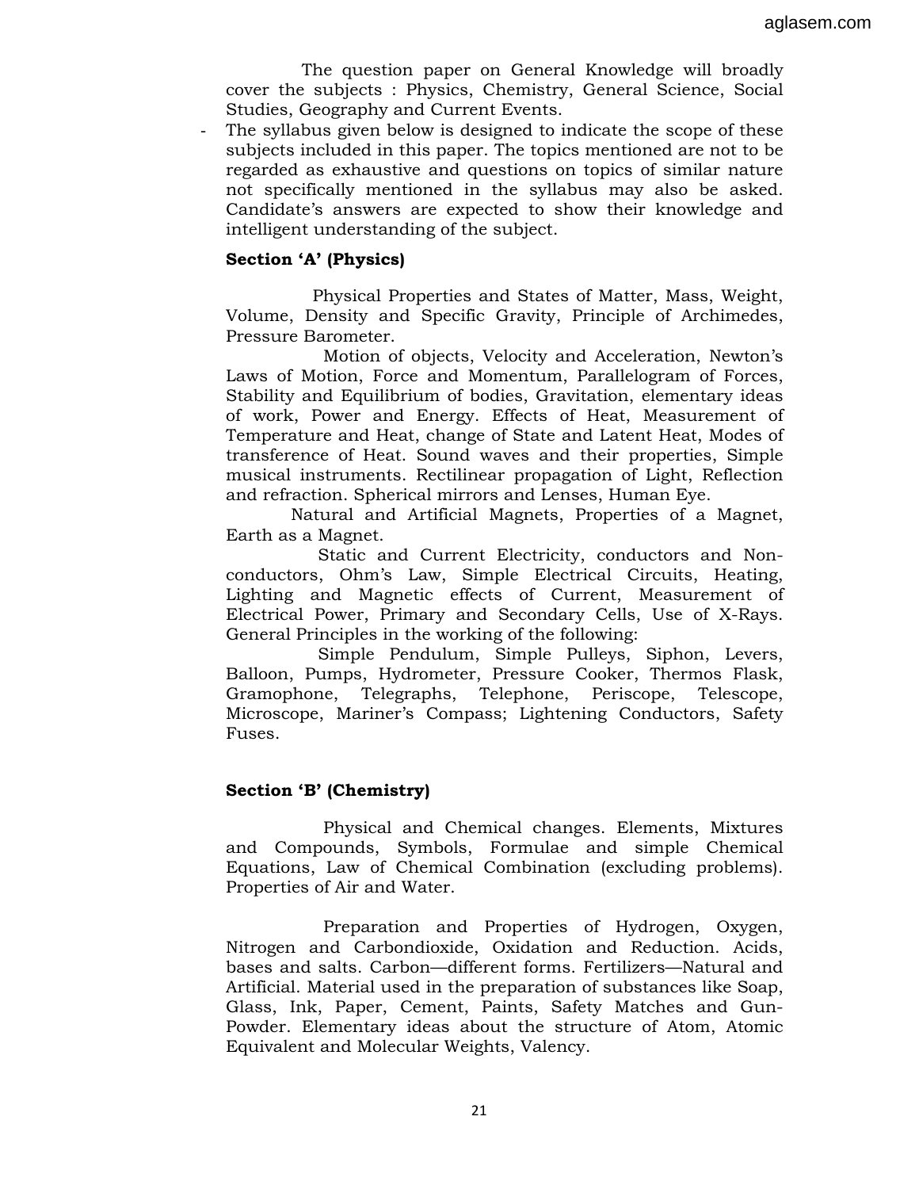The question paper on General Knowledge will broadly cover the subjects : Physics, Chemistry, General Science, Social Studies, Geography and Current Events.

- The syllabus given below is designed to indicate the scope of these subjects included in this paper. The topics mentioned are not to be regarded as exhaustive and questions on topics of similar nature not specifically mentioned in the syllabus may also be asked. Candidate's answers are expected to show their knowledge and intelligent understanding of the subject.

**Section 'A' (Physics)**

Physical Properties and States of Matter, Mass, Weight, Volume, Density and Specific Gravity, Principle of Archimedes, Pressure Barometer.

Motion of objects, Velocity and Acceleration, Newton's Laws of Motion, Force and Momentum, Parallelogram of Forces, Stability and Equilibrium of bodies, Gravitation, elementary ideas of work, Power and Energy. Effects of Heat, Measurement of Temperature and Heat, change of State and Latent Heat, Modes of transference of Heat. Sound waves and their properties, Simple musical instruments. Rectilinear propagation of Light, Reflection and refraction. Spherical mirrors and Lenses, Human Eye.

Natural and Artificial Magnets, Properties of a Magnet, Earth as a Magnet.

Static and Current Electricity, conductors and Non-conductors, Ohm's Law, Simple Electrical Circuits, Heating, Lighting and Magnetic effects of Current, Measurement of Electrical Power, Primary and Secondary Cells, Use of X-Rays. General Principles in the working of the following:

Simple Pendulum, Simple Pulleys, Siphon, Levers, Balloon, Pumps, Hydrometer, Pressure Cooker, Thermos Flask, Gramophone, Telegraphs, Telephone, Periscope, Telescope, Microscope, Mariner's Compass; Lightening Conductors, Safety Fuses.

**Section 'B' (Chemistry)**

Physical and Chemical changes. Elements, Mixtures and Compounds, Symbols, Formulae and simple Chemical Equations, Law of Chemical Combination (excluding problems). Properties of Air and Water.

Preparation and Properties of Hydrogen, Oxygen, Nitrogen and Carbondioxide, Oxidation and Reduction. Acids, bases and salts. Carbon—different forms. Fertilizers—Natural and Artificial. Material used in the preparation of substances like Soap, Glass, Ink, Paper, Cement, Paints, Safety Matches and Gun-Powder. Elementary ideas about the structure of Atom, Atomic Equivalent and Molecular Weights, Valency.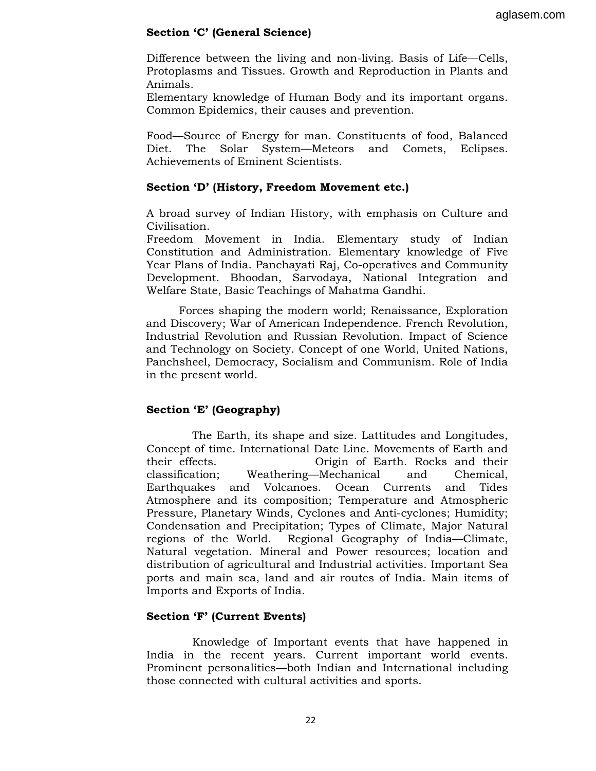### Section 'C' (General Science)

Difference between the living and non-living. Basis of Life—Cells, Protoplasms and Tissues. Growth and Reproduction in Plants and Animals.
Elementary knowledge of Human Body and its important organs. Common Epidemics, their causes and prevention.

Food—Source of Energy for man. Constituents of food, Balanced Diet. The Solar System—Meteors and Comets, Eclipses. Achievements of Eminent Scientists.

### Section 'D' (History, Freedom Movement etc.)

A broad survey of Indian History, with emphasis on Culture and Civilisation.
Freedom Movement in India. Elementary study of Indian Constitution and Administration. Elementary knowledge of Five Year Plans of India. Panchayati Raj, Co-operatives and Community Development. Bhoodan, Sarvodaya, National Integration and Welfare State, Basic Teachings of Mahatma Gandhi.

Forces shaping the modern world; Renaissance, Exploration and Discovery; War of American Independence. French Revolution, Industrial Revolution and Russian Revolution. Impact of Science and Technology on Society. Concept of one World, United Nations, Panchsheel, Democracy, Socialism and Communism. Role of India in the present world.

### Section 'E' (Geography)

The Earth, its shape and size. Lattitudes and Longitudes, Concept of time. International Date Line. Movements of Earth and their effects. Origin of Earth. Rocks and their classification; Weathering—Mechanical and Chemical, Earthquakes and Volcanoes. Ocean Currents and Tides Atmosphere and its composition; Temperature and Atmospheric Pressure, Planetary Winds, Cyclones and Anti-cyclones; Humidity; Condensation and Precipitation; Types of Climate, Major Natural regions of the World. Regional Geography of India—Climate, Natural vegetation. Mineral and Power resources; location and distribution of agricultural and Industrial activities. Important Sea ports and main sea, land and air routes of India. Main items of Imports and Exports of India.

### Section 'F' (Current Events)

Knowledge of Important events that have happened in India in the recent years. Current important world events. Prominent personalities—both Indian and International including those connected with cultural activities and sports.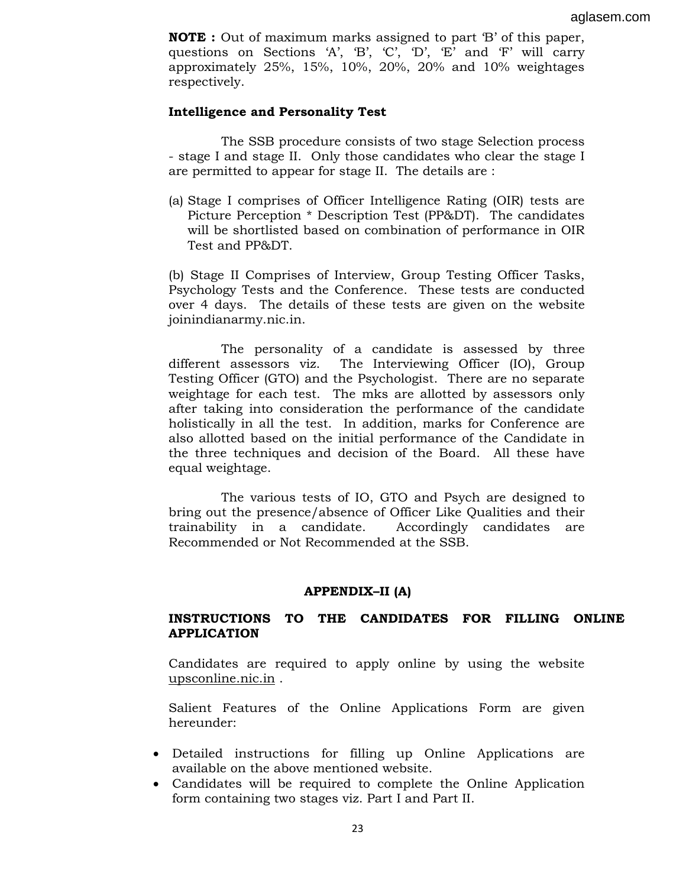**NOTE :** Out of maximum marks assigned to part 'B' of this paper, questions on Sections 'A', 'B', 'C', 'D', 'E' and 'F' will carry approximately 25%, 15%, 10%, 20%, 20% and 10% weightages respectively.

**Intelligence and Personality Test**

The SSB procedure consists of two stage Selection process - stage I and stage II. Only those candidates who clear the stage I are permitted to appear for stage II. The details are :

(a) Stage I comprises of Officer Intelligence Rating (OIR) tests are Picture Perception * Description Test (PP&DT). The candidates will be shortlisted based on combination of performance in OIR Test and PP&DT.

(b) Stage II Comprises of Interview, Group Testing Officer Tasks, Psychology Tests and the Conference. These tests are conducted over 4 days. The details of these tests are given on the website joinindianarmy.nic.in.

The personality of a candidate is assessed by three different assessors viz. The Interviewing Officer (IO), Group Testing Officer (GTO) and the Psychologist. There are no separate weightage for each test. The mks are allotted by assessors only after taking into consideration the performance of the candidate holistically in all the test. In addition, marks for Conference are also allotted based on the initial performance of the Candidate in the three techniques and decision of the Board. All these have equal weightage.

The various tests of IO, GTO and Psych are designed to bring out the presence/absence of Officer Like Qualities and their trainability in a candidate. Accordingly candidates are Recommended or Not Recommended at the SSB.

## APPENDIX–II (A)

### INSTRUCTIONS TO THE CANDIDATES FOR FILLING ONLINE APPLICATION

Candidates are required to apply online by using the website upsconline.nic.in .

Salient Features of the Online Applications Form are given hereunder:

- Detailed instructions for filling up Online Applications are available on the above mentioned website.
- Candidates will be required to complete the Online Application form containing two stages viz. Part I and Part II.